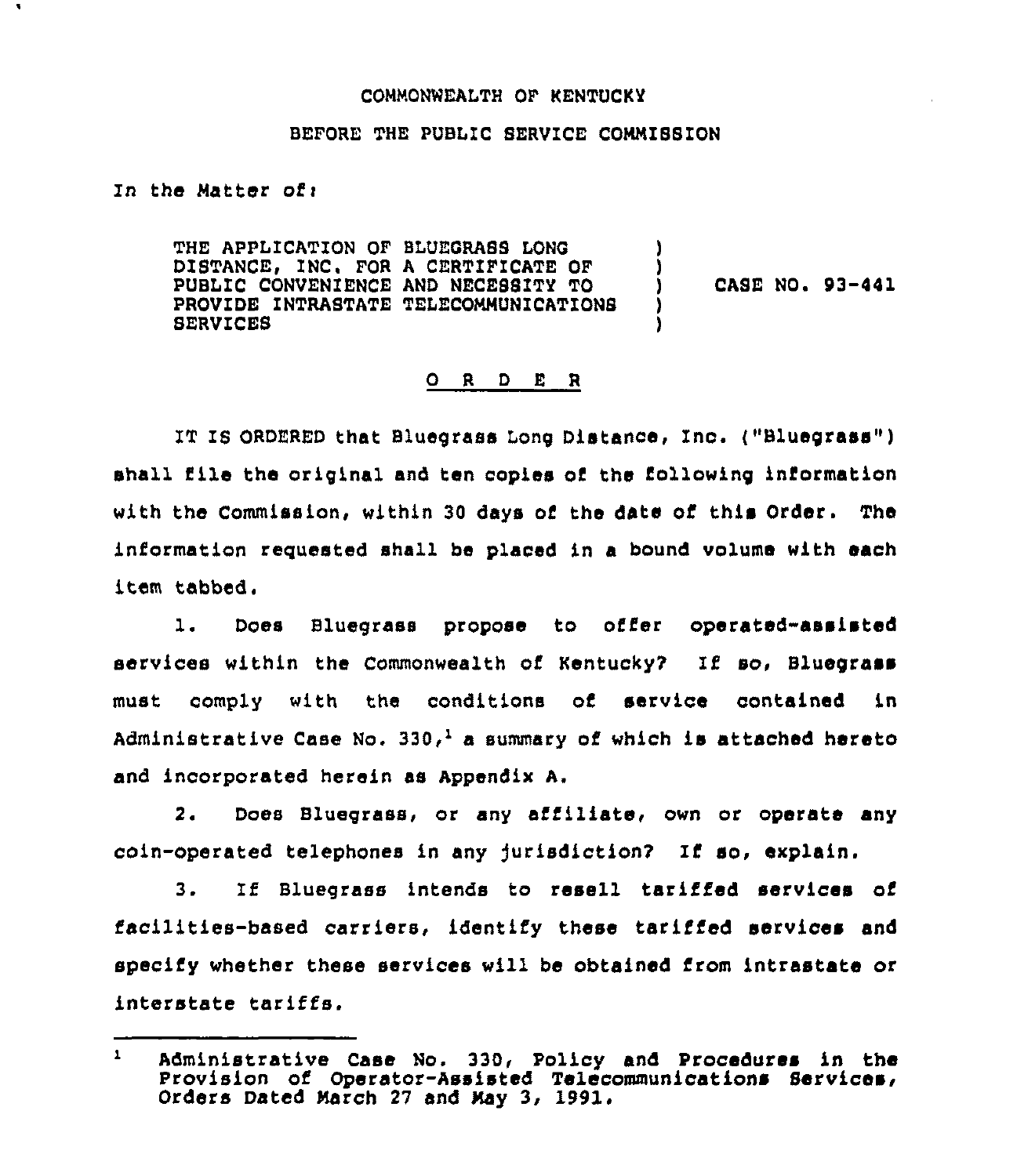COMMONWEALTH OF KENTUCKY

BEFORE THE PUBLIC SERVICE COMMISSION

In the Matter of:

THE APPLICATION OF BLUEGRASS LONG DISTANCE, INC. FOR A CERTIFICATE OF PUBLIC CONVENIENCE AND NECESSITY TO PROVIDE INTRASTATE TELECOMMUNICATIONS SERVICES ) CASE NO. 93-441

## O R D E R

IT IS ORDERED that Bluegrass Long Distance, Inc. ("Bluegrass") shall file the original and ten copies of the following information with the Commission, within 30 days of the date of this Order. The information requested shall be placed in a bound volume with each item tabbed.

1. Does Bluegrass propose to offer operated-assisted services within the Commonwealth of Kentucky? If so, Bluegrass must comply with the conditions of service contained in Administrative Case No. 330,[1] a summary of which is attached hereto and incorporated herein as Appendix A.

2. Does Bluegrass, or any affiliate, own or operate any coin-operated telephones in any jurisdiction? If so, explain.

3. If Bluegrass intends to resell tariffed services of facilities-based carriers, identify these tariffed services and specify whether these services will be obtained from intrastate or interstate tariffs.

---

[1] Administrative Case No. 330, Policy and Procedures in the Provision of Operator-Assisted Telecommunications Services, Orders Dated March 27 and May 3, 1991.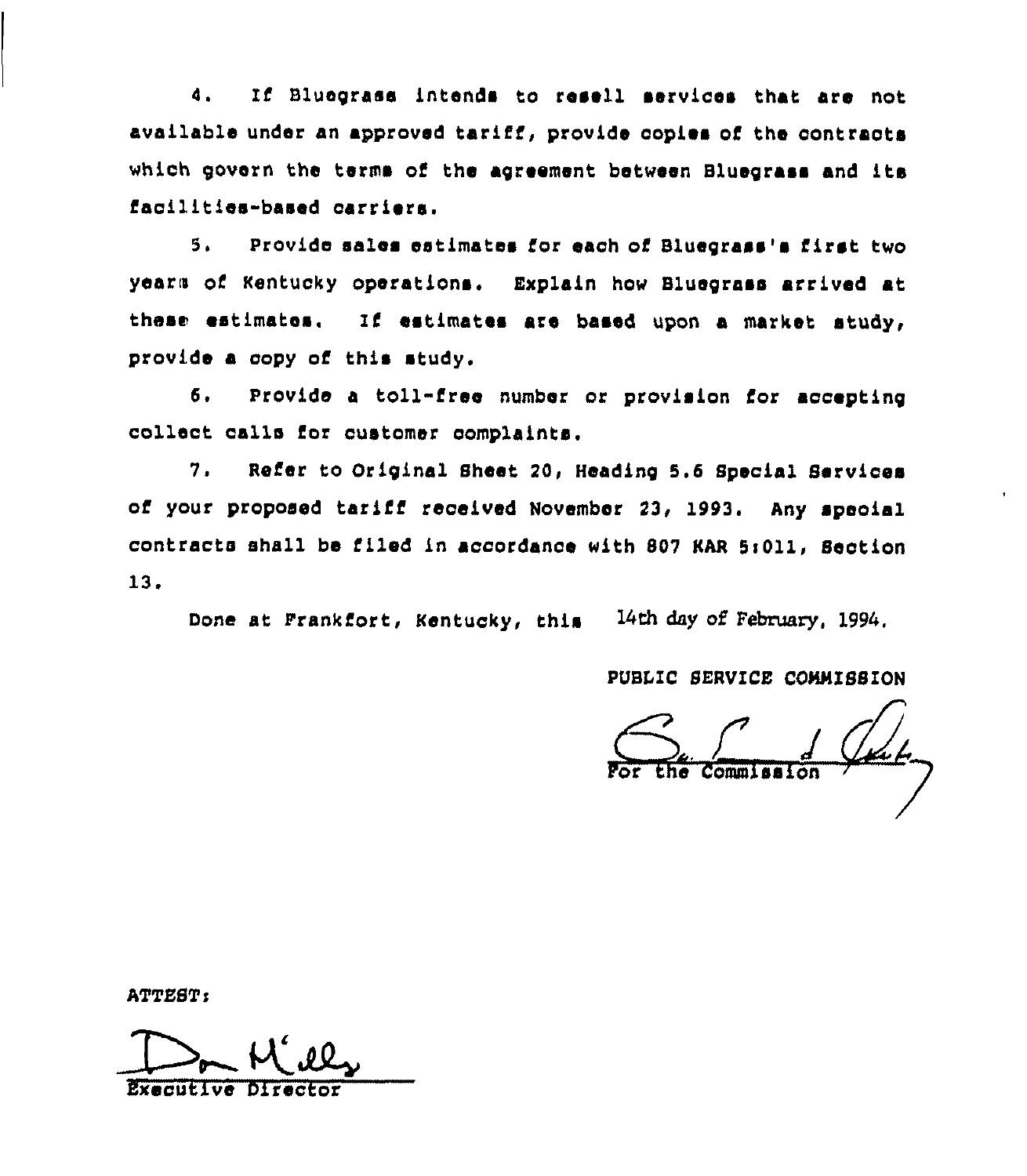4. If Bluegrass intends to resell services that are not available under an approved tariff, provide copies of the contracts which govern the terms of the agreement between Bluegrass and its facilities-based carriers.

5. Provide sales estimates for each of Bluegrass's first two years of Kentucky operations. Explain how Bluegrass arrived at these estimates. If estimates are based upon a market study, provide a copy of this study.

6. Provide a toll-free number or provision for accepting collect calls for customer complaints.

7. Refer to Original Sheet 20, Heading 5.6 Special Services of your proposed tariff received November 23, 1993. Any special contracts shall be filed in accordance with 807 KAR 5:011, Section 13.

Done at Frankfort, Kentucky, this 14th day of February, 1994.

PUBLIC SERVICE COMMISSION

For the Commission

ATTEST:

Executive Director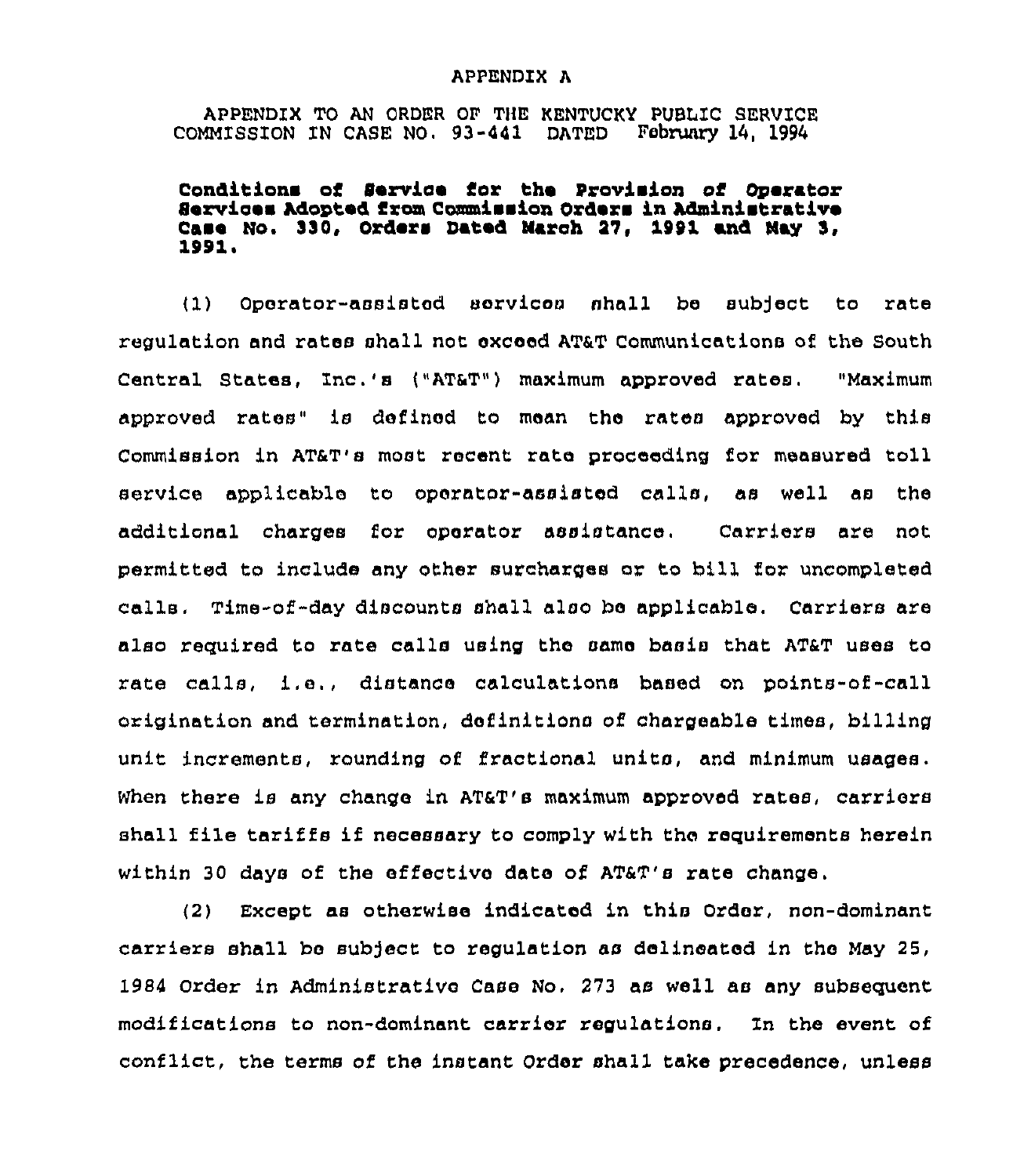APPENDIX A

APPENDIX TO AN ORDER OF THE KENTUCKY PUBLIC SERVICE COMMISSION IN CASE NO. 93-441 DATED February 14, 1994

**Conditions of Service for the Provision of Operator Services Adopted from Commission Orders in Administrative Case No. 330, Orders Dated March 27, 1991 and May 3, 1991.**

(1) Operator-assisted services shall be subject to rate regulation and rates shall not exceed AT&T Communications of the South Central States, Inc.'s ("AT&T") maximum approved rates. "Maximum approved rates" is defined to mean the rates approved by this Commission in AT&T's most recent rate proceeding for measured toll service applicable to operator-assisted calls, as well as the additional charges for operator assistance. Carriers are not permitted to include any other surcharges or to bill for uncompleted calls. Time-of-day discounts shall also be applicable. Carriers are also required to rate calls using the same basis that AT&T uses to rate calls, i.e., distance calculations based on points-of-call origination and termination, definitions of chargeable times, billing unit increments, rounding of fractional units, and minimum usages. When there is any change in AT&T's maximum approved rates, carriers shall file tariffs if necessary to comply with the requirements herein within 30 days of the effective date of AT&T's rate change.

(2) Except as otherwise indicated in this Order, non-dominant carriers shall be subject to regulation as delineated in the May 25, 1984 Order in Administrative Case No. 273 as well as any subsequent modifications to non-dominant carrier regulations. In the event of conflict, the terms of the instant Order shall take precedence, unless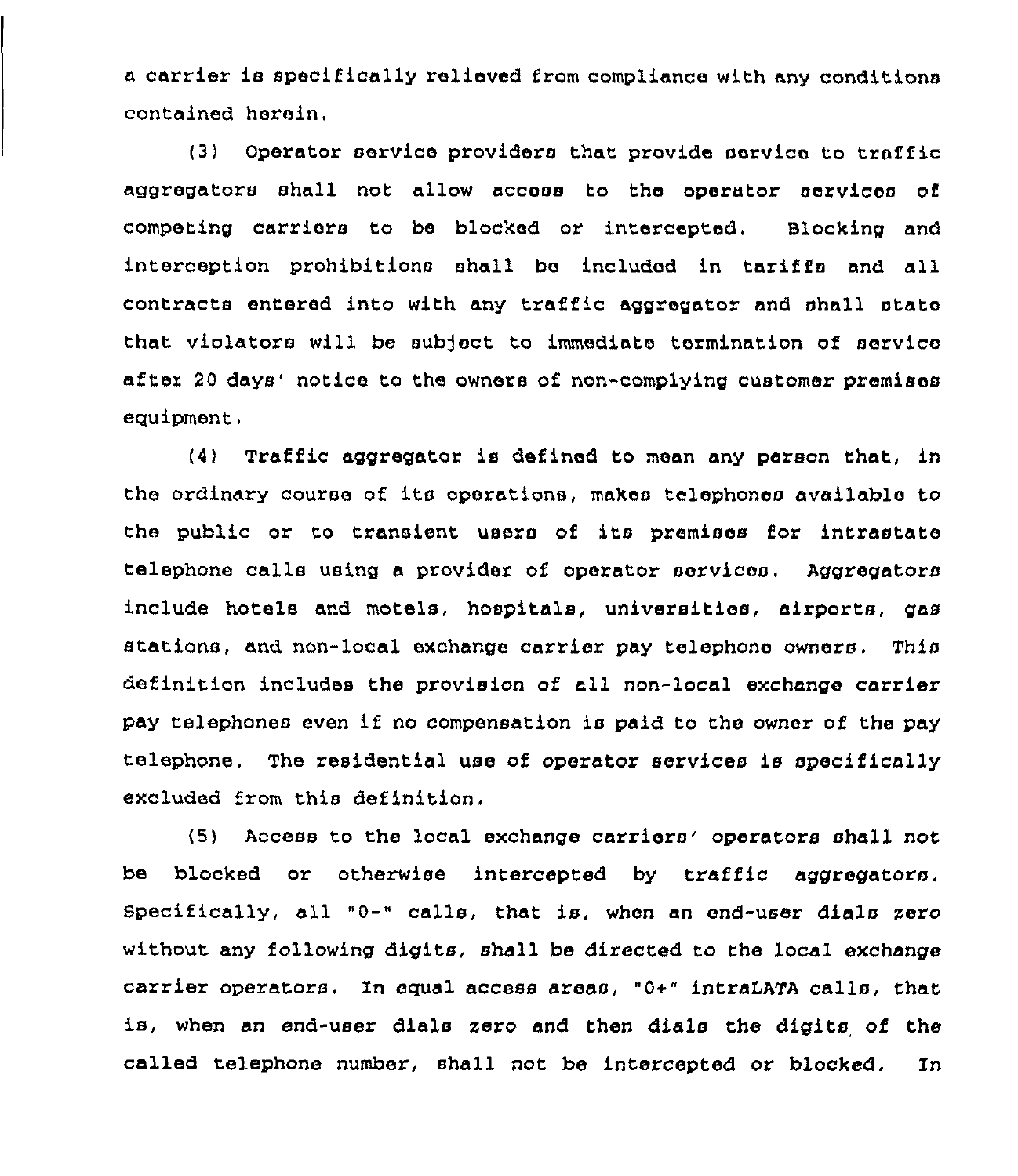a carrier is specifically relieved from compliance with any conditions contained herein.

(3) Operator service providers that provide service to traffic aggregators shall not allow access to the operator services of competing carriers to be blocked or intercepted. Blocking and interception prohibitions shall be included in tariffs and all contracts entered into with any traffic aggregator and shall state that violators will be subject to immediate termination of service after 20 days' notice to the owners of non-complying customer premises equipment.

(4) Traffic aggregator is defined to mean any person that, in the ordinary course of its operations, makes telephones available to the public or to transient users of its premises for intrastate telephone calls using a provider of operator services. Aggregators include hotels and motels, hospitals, universities, airports, gas stations, and non-local exchange carrier pay telephone owners. This definition includes the provision of all non-local exchange carrier pay telephones even if no compensation is paid to the owner of the pay telephone. The residential use of operator services is specifically excluded from this definition.

(5) Access to the local exchange carriers' operators shall not be blocked or otherwise intercepted by traffic aggregators. Specifically, all "0-" calls, that is, when an end-user dials zero without any following digits, shall be directed to the local exchange carrier operators. In equal access areas, "0+" intraLATA calls, that is, when an end-user dials zero and then dials the digits of the called telephone number, shall not be intercepted or blocked. In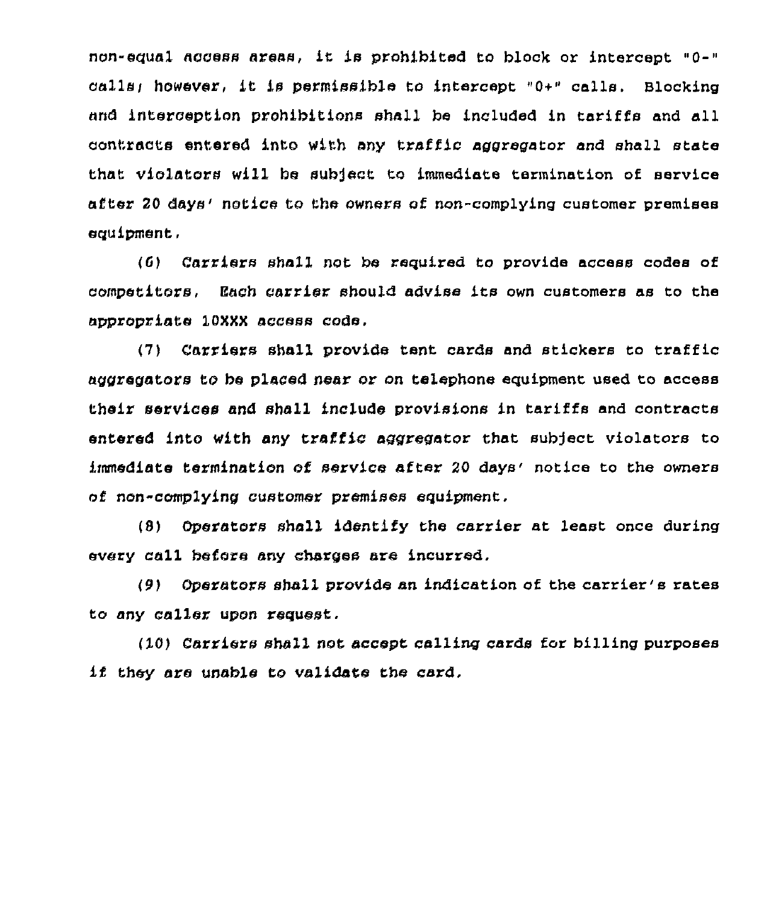non-equal access areas, it is prohibited to block or intercept "0-" calls; however, it is permissible to intercept "0+" calls. Blocking and interception prohibitions shall be included in tariffs and all contracts entered into with any traffic aggregator and shall state that violators will be subject to immediate termination of service after 20 days' notice to the owners of non-complying customer premises equipment.

(6) Carriers shall not be required to provide access codes of competitors. Each carrier should advise its own customers as to the appropriate 10XXX access code.

(7) Carriers shall provide tent cards and stickers to traffic aggregators to be placed near or on telephone equipment used to access their services and shall include provisions in tariffs and contracts entered into with any traffic aggregator that subject violators to immediate termination of service after 20 days' notice to the owners of non-complying customer premises equipment.

(8) Operators shall identify the carrier at least once during every call before any charges are incurred.

(9) Operators shall provide an indication of the carrier's rates to any caller upon request.

(10) Carriers shall not accept calling cards for billing purposes if they are unable to validate the card.